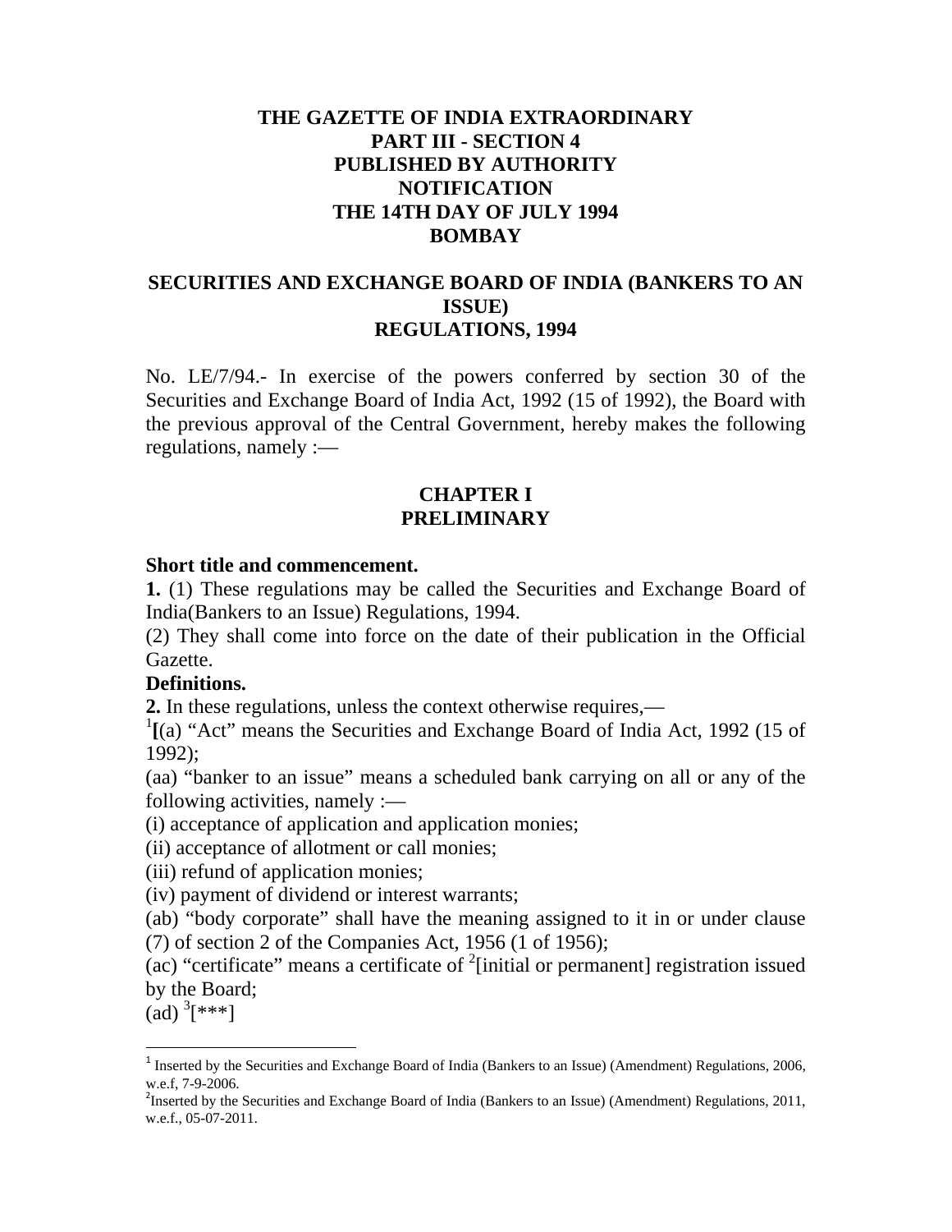**THE GAZETTE OF INDIA EXTRAORDINARY**
**PART III - SECTION 4**
**PUBLISHED BY AUTHORITY**
**NOTIFICATION**
**THE 14TH DAY OF JULY 1994**
**BOMBAY**

# SECURITIES AND EXCHANGE BOARD OF INDIA (BANKERS TO AN ISSUE) REGULATIONS, 1994

No. LE/7/94.- In exercise of the powers conferred by section 30 of the Securities and Exchange Board of India Act, 1992 (15 of 1992), the Board with the previous approval of the Central Government, hereby makes the following regulations, namely :—

## CHAPTER I
## PRELIMINARY

**Short title and commencement.**

**1.** (1) These regulations may be called the Securities and Exchange Board of India(Bankers to an Issue) Regulations, 1994.

(2) They shall come into force on the date of their publication in the Official Gazette.

**Definitions.**

**2.** In these regulations, unless the context otherwise requires,—

[1]**[**(a) "Act" means the Securities and Exchange Board of India Act, 1992 (15 of 1992);

(aa) "banker to an issue" means a scheduled bank carrying on all or any of the following activities, namely :—

(i) acceptance of application and application monies;

(ii) acceptance of allotment or call monies;

(iii) refund of application monies;

(iv) payment of dividend or interest warrants;

(ab) "body corporate" shall have the meaning assigned to it in or under clause (7) of section 2 of the Companies Act, 1956 (1 of 1956);

(ac) "certificate" means a certificate of [2][initial or permanent] registration issued by the Board;

(ad) [3][***]

---

[1] Inserted by the Securities and Exchange Board of India (Bankers to an Issue) (Amendment) Regulations, 2006, w.e.f, 7-9-2006.

[2] Inserted by the Securities and Exchange Board of India (Bankers to an Issue) (Amendment) Regulations, 2011, w.e.f., 05-07-2011.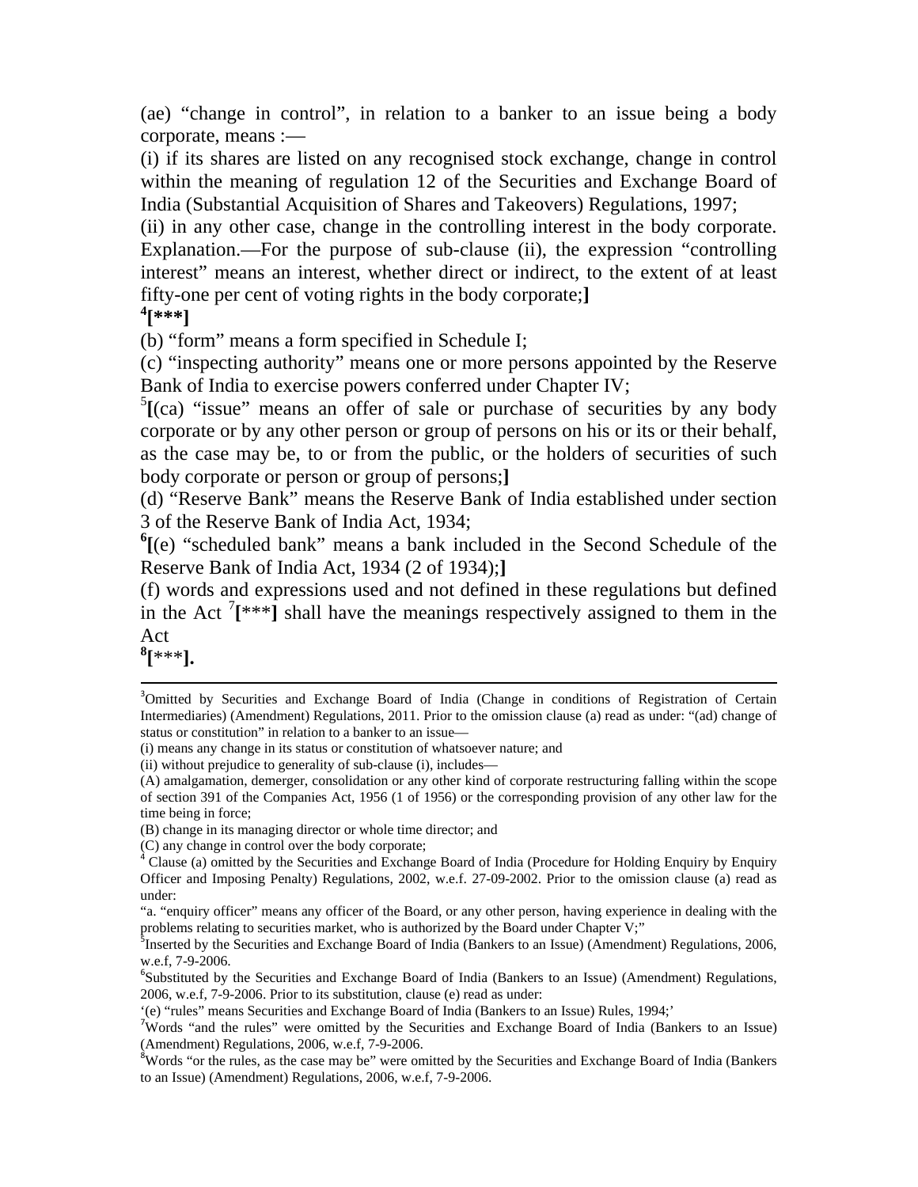(ae) "change in control", in relation to a banker to an issue being a body corporate, means :—

(i) if its shares are listed on any recognised stock exchange, change in control within the meaning of regulation 12 of the Securities and Exchange Board of India (Substantial Acquisition of Shares and Takeovers) Regulations, 1997;

(ii) in any other case, change in the controlling interest in the body corporate. Explanation.—For the purpose of sub-clause (ii), the expression "controlling interest" means an interest, whether direct or indirect, to the extent of at least fifty-one per cent of voting rights in the body corporate;**]**

[4]**[\*\*\*]**

(b) "form" means a form specified in Schedule I;

(c) "inspecting authority" means one or more persons appointed by the Reserve Bank of India to exercise powers conferred under Chapter IV;

[5]**[**(ca) "issue" means an offer of sale or purchase of securities by any body corporate or by any other person or group of persons on his or its or their behalf, as the case may be, to or from the public, or the holders of securities of such body corporate or person or group of persons;**]**

(d) "Reserve Bank" means the Reserve Bank of India established under section 3 of the Reserve Bank of India Act, 1934;

[6]**[**(e) "scheduled bank" means a bank included in the Second Schedule of the Reserve Bank of India Act, 1934 (2 of 1934);**]**

(f) words and expressions used and not defined in these regulations but defined in the Act [7]**[**\*\*\***]** shall have the meanings respectively assigned to them in the Act

[8]**[**\*\*\***].**

---

[3]Omitted by Securities and Exchange Board of India (Change in conditions of Registration of Certain Intermediaries) (Amendment) Regulations, 2011. Prior to the omission clause (a) read as under: "(ad) change of status or constitution" in relation to a banker to an issue—

(i) means any change in its status or constitution of whatsoever nature; and

(ii) without prejudice to generality of sub-clause (i), includes—

(A) amalgamation, demerger, consolidation or any other kind of corporate restructuring falling within the scope of section 391 of the Companies Act, 1956 (1 of 1956) or the corresponding provision of any other law for the time being in force;

(B) change in its managing director or whole time director; and

(C) any change in control over the body corporate;

[4] Clause (a) omitted by the Securities and Exchange Board of India (Procedure for Holding Enquiry by Enquiry Officer and Imposing Penalty) Regulations, 2002, w.e.f. 27-09-2002. Prior to the omission clause (a) read as under:

"a. "enquiry officer" means any officer of the Board, or any other person, having experience in dealing with the problems relating to securities market, who is authorized by the Board under Chapter V;"

[5]Inserted by the Securities and Exchange Board of India (Bankers to an Issue) (Amendment) Regulations, 2006, w.e.f, 7-9-2006.

[6]Substituted by the Securities and Exchange Board of India (Bankers to an Issue) (Amendment) Regulations, 2006, w.e.f, 7-9-2006. Prior to its substitution, clause (e) read as under:

'(e) "rules" means Securities and Exchange Board of India (Bankers to an Issue) Rules, 1994;'

[7]Words "and the rules" were omitted by the Securities and Exchange Board of India (Bankers to an Issue) (Amendment) Regulations, 2006, w.e.f, 7-9-2006.

[8]Words "or the rules, as the case may be" were omitted by the Securities and Exchange Board of India (Bankers to an Issue) (Amendment) Regulations, 2006, w.e.f, 7-9-2006.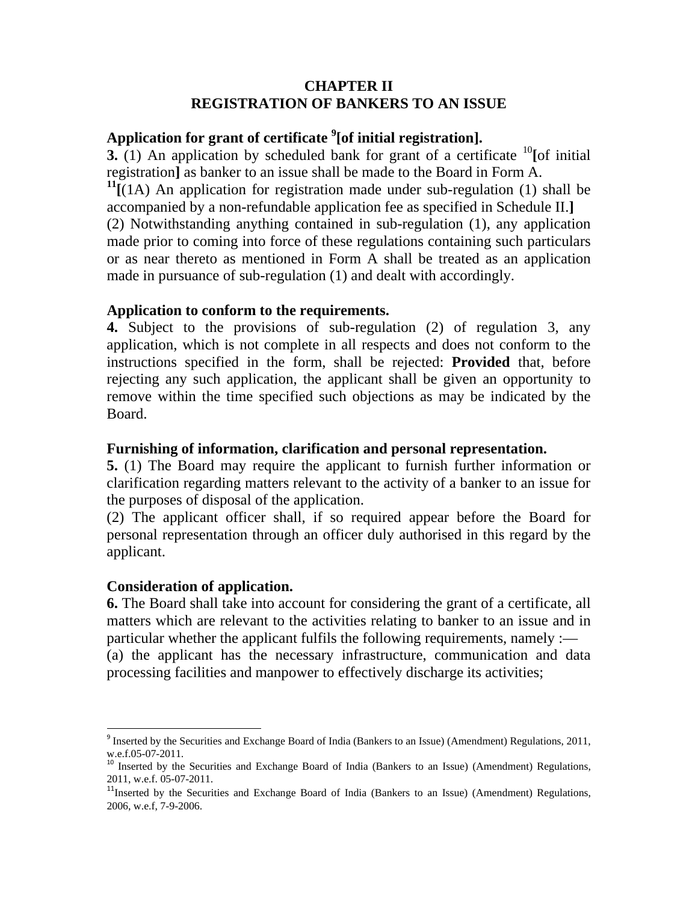## CHAPTER II
## REGISTRATION OF BANKERS TO AN ISSUE

### Application for grant of certificate [9][of initial registration].

**3.** (1) An application by scheduled bank for grant of a certificate [10]**[**of initial registration**]** as banker to an issue shall be made to the Board in Form A.

[11]**[**(1A) An application for registration made under sub-regulation (1) shall be accompanied by a non-refundable application fee as specified in Schedule II.**]**

(2) Notwithstanding anything contained in sub-regulation (1), any application made prior to coming into force of these regulations containing such particulars or as near thereto as mentioned in Form A shall be treated as an application made in pursuance of sub-regulation (1) and dealt with accordingly.

### Application to conform to the requirements.

**4.** Subject to the provisions of sub-regulation (2) of regulation 3, any application, which is not complete in all respects and does not conform to the instructions specified in the form, shall be rejected: **Provided** that, before rejecting any such application, the applicant shall be given an opportunity to remove within the time specified such objections as may be indicated by the Board.

### Furnishing of information, clarification and personal representation.

**5.** (1) The Board may require the applicant to furnish further information or clarification regarding matters relevant to the activity of a banker to an issue for the purposes of disposal of the application.

(2) The applicant officer shall, if so required appear before the Board for personal representation through an officer duly authorised in this regard by the applicant.

### Consideration of application.

**6.** The Board shall take into account for considering the grant of a certificate, all matters which are relevant to the activities relating to banker to an issue and in particular whether the applicant fulfils the following requirements, namely :—

(a) the applicant has the necessary infrastructure, communication and data processing facilities and manpower to effectively discharge its activities;

---

[9] Inserted by the Securities and Exchange Board of India (Bankers to an Issue) (Amendment) Regulations, 2011, w.e.f.05-07-2011.

[10] Inserted by the Securities and Exchange Board of India (Bankers to an Issue) (Amendment) Regulations, 2011, w.e.f. 05-07-2011.

[11] Inserted by the Securities and Exchange Board of India (Bankers to an Issue) (Amendment) Regulations, 2006, w.e.f, 7-9-2006.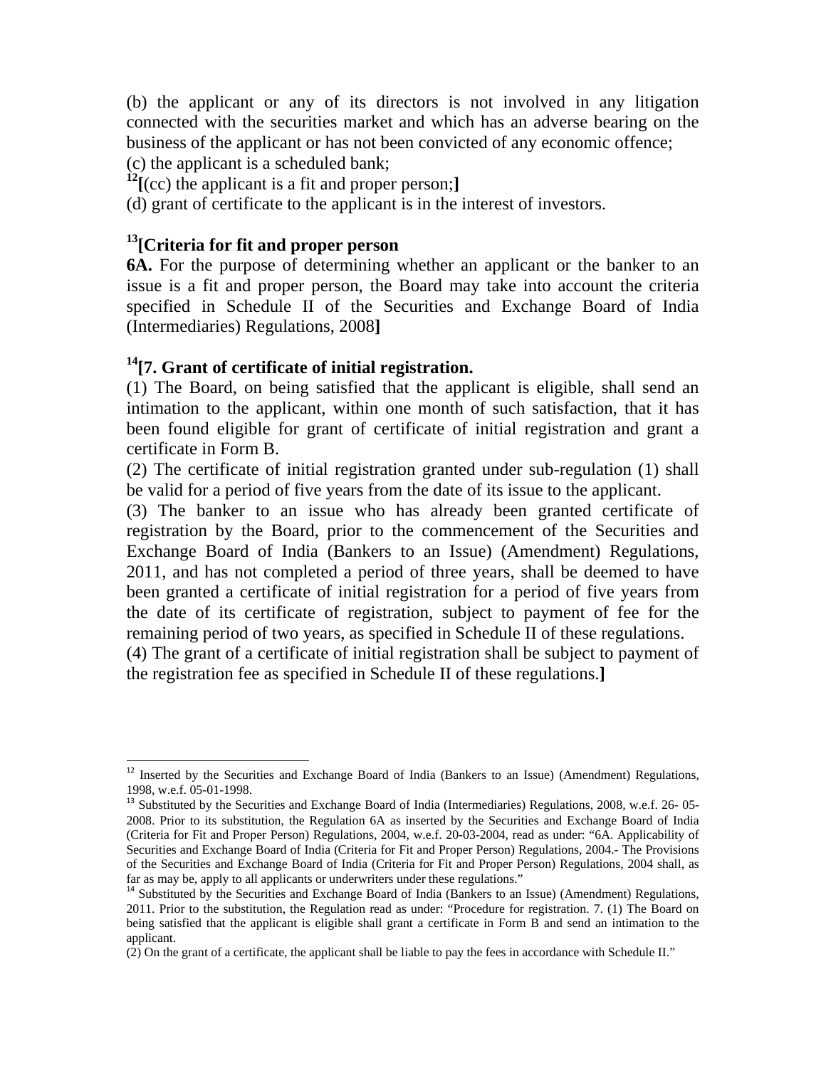(b) the applicant or any of its directors is not involved in any litigation connected with the securities market and which has an adverse bearing on the business of the applicant or has not been convicted of any economic offence;

(c) the applicant is a scheduled bank;

[12][(cc) the applicant is a fit and proper person;]

(d) grant of certificate to the applicant is in the interest of investors.

### [13][Criteria for fit and proper person

**6A.** For the purpose of determining whether an applicant or the banker to an issue is a fit and proper person, the Board may take into account the criteria specified in Schedule II of the Securities and Exchange Board of India (Intermediaries) Regulations, 2008]

### [14][7. Grant of certificate of initial registration.

(1) The Board, on being satisfied that the applicant is eligible, shall send an intimation to the applicant, within one month of such satisfaction, that it has been found eligible for grant of certificate of initial registration and grant a certificate in Form B.

(2) The certificate of initial registration granted under sub-regulation (1) shall be valid for a period of five years from the date of its issue to the applicant.

(3) The banker to an issue who has already been granted certificate of registration by the Board, prior to the commencement of the Securities and Exchange Board of India (Bankers to an Issue) (Amendment) Regulations, 2011, and has not completed a period of three years, shall be deemed to have been granted a certificate of initial registration for a period of five years from the date of its certificate of registration, subject to payment of fee for the remaining period of two years, as specified in Schedule II of these regulations.

(4) The grant of a certificate of initial registration shall be subject to payment of the registration fee as specified in Schedule II of these regulations.]

---

[12] Inserted by the Securities and Exchange Board of India (Bankers to an Issue) (Amendment) Regulations, 1998, w.e.f. 05-01-1998.

[13] Substituted by the Securities and Exchange Board of India (Intermediaries) Regulations, 2008, w.e.f. 26- 05-2008. Prior to its substitution, the Regulation 6A as inserted by the Securities and Exchange Board of India (Criteria for Fit and Proper Person) Regulations, 2004, w.e.f. 20-03-2004, read as under: "6A. Applicability of Securities and Exchange Board of India (Criteria for Fit and Proper Person) Regulations, 2004.- The Provisions of the Securities and Exchange Board of India (Criteria for Fit and Proper Person) Regulations, 2004 shall, as far as may be, apply to all applicants or underwriters under these regulations."

[14] Substituted by the Securities and Exchange Board of India (Bankers to an Issue) (Amendment) Regulations, 2011. Prior to the substitution, the Regulation read as under: "Procedure for registration. 7. (1) The Board on being satisfied that the applicant is eligible shall grant a certificate in Form B and send an intimation to the applicant.

(2) On the grant of a certificate, the applicant shall be liable to pay the fees in accordance with Schedule II."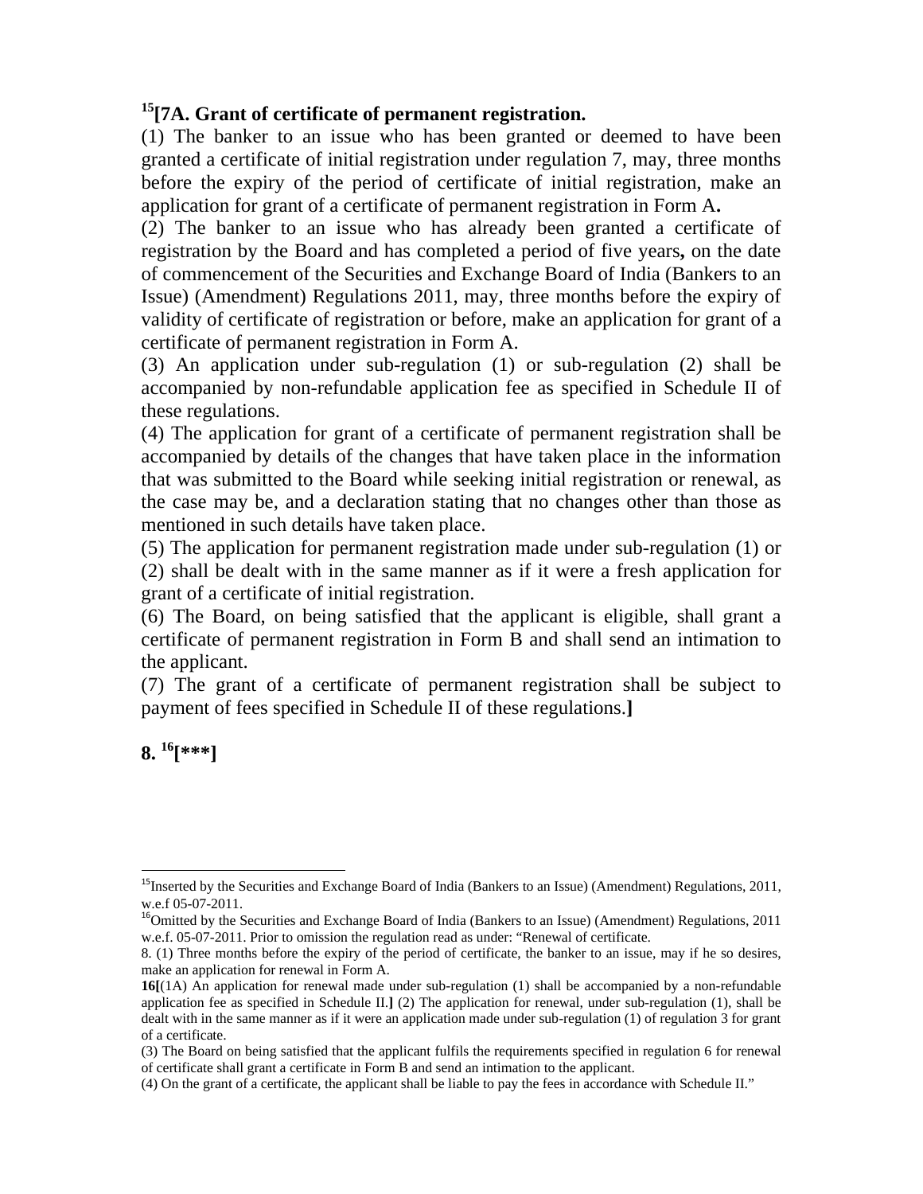**[15][7A. Grant of certificate of permanent registration.**

(1) The banker to an issue who has been granted or deemed to have been granted a certificate of initial registration under regulation 7, may, three months before the expiry of the period of certificate of initial registration, make an application for grant of a certificate of permanent registration in Form A**.**

(2) The banker to an issue who has already been granted a certificate of registration by the Board and has completed a period of five years**,** on the date of commencement of the Securities and Exchange Board of India (Bankers to an Issue) (Amendment) Regulations 2011, may, three months before the expiry of validity of certificate of registration or before, make an application for grant of a certificate of permanent registration in Form A.

(3) An application under sub-regulation (1) or sub-regulation (2) shall be accompanied by non-refundable application fee as specified in Schedule II of these regulations.

(4) The application for grant of a certificate of permanent registration shall be accompanied by details of the changes that have taken place in the information that was submitted to the Board while seeking initial registration or renewal, as the case may be, and a declaration stating that no changes other than those as mentioned in such details have taken place.

(5) The application for permanent registration made under sub-regulation (1) or (2) shall be dealt with in the same manner as if it were a fresh application for grant of a certificate of initial registration.

(6) The Board, on being satisfied that the applicant is eligible, shall grant a certificate of permanent registration in Form B and shall send an intimation to the applicant.

(7) The grant of a certificate of permanent registration shall be subject to payment of fees specified in Schedule II of these regulations.**]**

**8. [16][***]**

---

[15]Inserted by the Securities and Exchange Board of India (Bankers to an Issue) (Amendment) Regulations, 2011, w.e.f 05-07-2011.

[16]Omitted by the Securities and Exchange Board of India (Bankers to an Issue) (Amendment) Regulations, 2011 w.e.f. 05-07-2011. Prior to omission the regulation read as under: "Renewal of certificate.

8. (1) Three months before the expiry of the period of certificate, the banker to an issue, may if he so desires, make an application for renewal in Form A.

**16[**(1A) An application for renewal made under sub-regulation (1) shall be accompanied by a non-refundable application fee as specified in Schedule II.**]** (2) The application for renewal, under sub-regulation (1), shall be dealt with in the same manner as if it were an application made under sub-regulation (1) of regulation 3 for grant of a certificate.

(3) The Board on being satisfied that the applicant fulfils the requirements specified in regulation 6 for renewal of certificate shall grant a certificate in Form B and send an intimation to the applicant.

(4) On the grant of a certificate, the applicant shall be liable to pay the fees in accordance with Schedule II."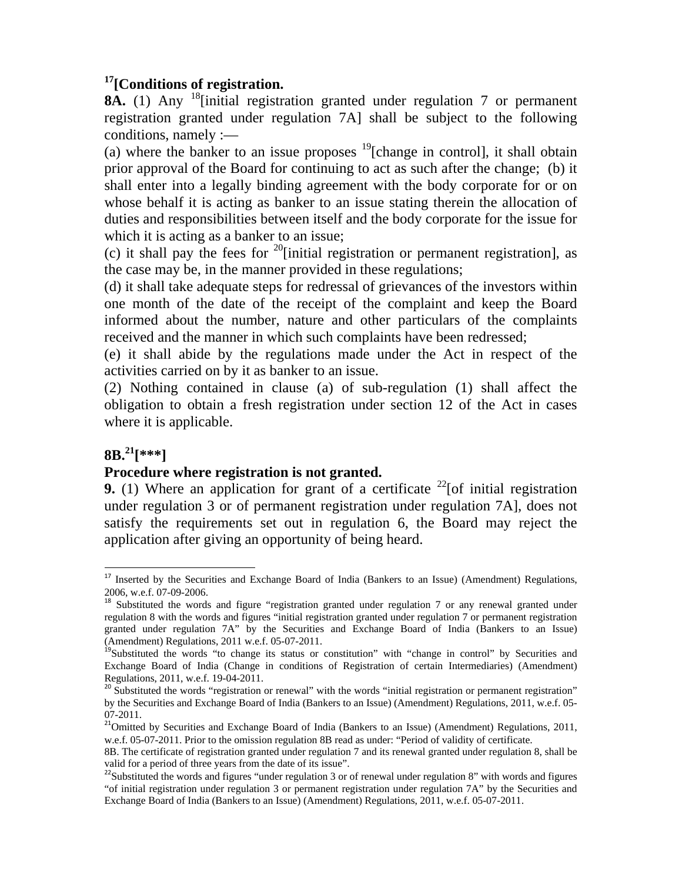**[17][Conditions of registration.**

**8A.** (1) Any [18][initial registration granted under regulation 7 or permanent registration granted under regulation 7A] shall be subject to the following conditions, namely :—

(a) where the banker to an issue proposes [19][change in control], it shall obtain prior approval of the Board for continuing to act as such after the change; (b) it shall enter into a legally binding agreement with the body corporate for or on whose behalf it is acting as banker to an issue stating therein the allocation of duties and responsibilities between itself and the body corporate for the issue for which it is acting as a banker to an issue;

(c) it shall pay the fees for [20][initial registration or permanent registration], as the case may be, in the manner provided in these regulations;

(d) it shall take adequate steps for redressal of grievances of the investors within one month of the date of the receipt of the complaint and keep the Board informed about the number, nature and other particulars of the complaints received and the manner in which such complaints have been redressed;

(e) it shall abide by the regulations made under the Act in respect of the activities carried on by it as banker to an issue.

(2) Nothing contained in clause (a) of sub-regulation (1) shall affect the obligation to obtain a fresh registration under section 12 of the Act in cases where it is applicable.

**8B.[21][***]**

**Procedure where registration is not granted.**

**9.** (1) Where an application for grant of a certificate [22][of initial registration under regulation 3 or of permanent registration under regulation 7A], does not satisfy the requirements set out in regulation 6, the Board may reject the application after giving an opportunity of being heard.

---

[17] Inserted by the Securities and Exchange Board of India (Bankers to an Issue) (Amendment) Regulations, 2006, w.e.f. 07-09-2006.

[18] Substituted the words and figure "registration granted under regulation 7 or any renewal granted under regulation 8 with the words and figures "initial registration granted under regulation 7 or permanent registration granted under regulation 7A" by the Securities and Exchange Board of India (Bankers to an Issue) (Amendment) Regulations, 2011 w.e.f. 05-07-2011.

[19] Substituted the words "to change its status or constitution" with "change in control" by Securities and Exchange Board of India (Change in conditions of Registration of certain Intermediaries) (Amendment) Regulations, 2011, w.e.f. 19-04-2011.

[20] Substituted the words "registration or renewal" with the words "initial registration or permanent registration" by the Securities and Exchange Board of India (Bankers to an Issue) (Amendment) Regulations, 2011, w.e.f. 05-07-2011.

[21] Omitted by Securities and Exchange Board of India (Bankers to an Issue) (Amendment) Regulations, 2011, w.e.f. 05-07-2011. Prior to the omission regulation 8B read as under: "Period of validity of certificate.
8B. The certificate of registration granted under regulation 7 and its renewal granted under regulation 8, shall be valid for a period of three years from the date of its issue".

[22] Substituted the words and figures "under regulation 3 or of renewal under regulation 8" with words and figures "of initial registration under regulation 3 or permanent registration under regulation 7A" by the Securities and Exchange Board of India (Bankers to an Issue) (Amendment) Regulations, 2011, w.e.f. 05-07-2011.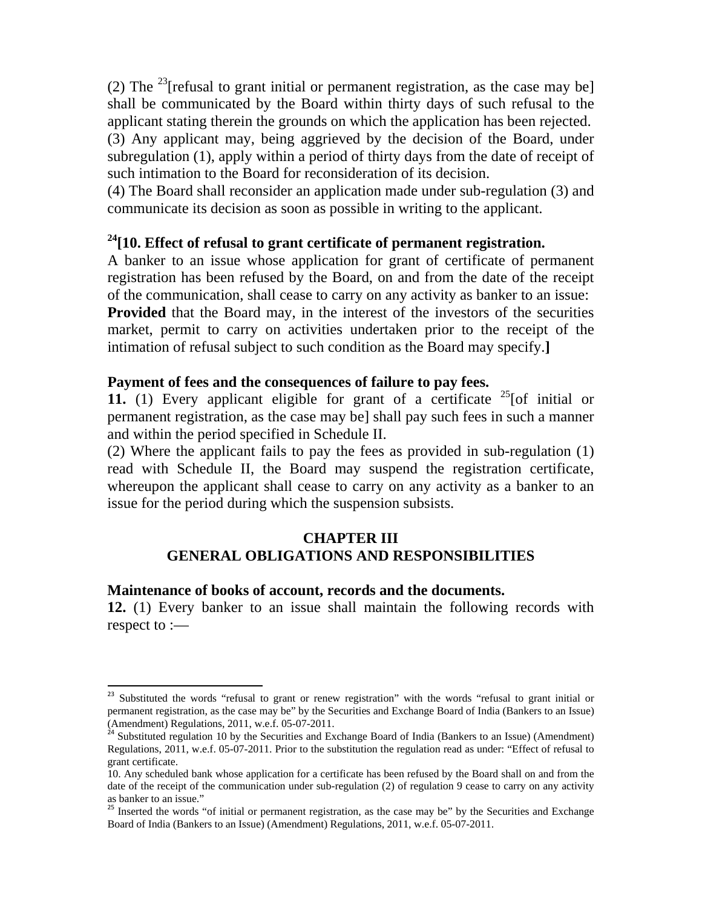(2) The [23][refusal to grant initial or permanent registration, as the case may be] shall be communicated by the Board within thirty days of such refusal to the applicant stating therein the grounds on which the application has been rejected.

(3) Any applicant may, being aggrieved by the decision of the Board, under subregulation (1), apply within a period of thirty days from the date of receipt of such intimation to the Board for reconsideration of its decision.

(4) The Board shall reconsider an application made under sub-regulation (3) and communicate its decision as soon as possible in writing to the applicant.

**[24][10. Effect of refusal to grant certificate of permanent registration.**

A banker to an issue whose application for grant of certificate of permanent registration has been refused by the Board, on and from the date of the receipt of the communication, shall cease to carry on any activity as banker to an issue:

**Provided** that the Board may, in the interest of the investors of the securities market, permit to carry on activities undertaken prior to the receipt of the intimation of refusal subject to such condition as the Board may specify.**]**

**Payment of fees and the consequences of failure to pay fees.**

**11.** (1) Every applicant eligible for grant of a certificate [25][of initial or permanent registration, as the case may be] shall pay such fees in such a manner and within the period specified in Schedule II.

(2) Where the applicant fails to pay the fees as provided in sub-regulation (1) read with Schedule II, the Board may suspend the registration certificate, whereupon the applicant shall cease to carry on any activity as a banker to an issue for the period during which the suspension subsists.

## CHAPTER III
## GENERAL OBLIGATIONS AND RESPONSIBILITIES

**Maintenance of books of account, records and the documents.**

**12.** (1) Every banker to an issue shall maintain the following records with respect to :—

---

[23] Substituted the words "refusal to grant or renew registration" with the words "refusal to grant initial or permanent registration, as the case may be" by the Securities and Exchange Board of India (Bankers to an Issue) (Amendment) Regulations, 2011, w.e.f. 05-07-2011.

[24] Substituted regulation 10 by the Securities and Exchange Board of India (Bankers to an Issue) (Amendment) Regulations, 2011, w.e.f. 05-07-2011. Prior to the substitution the regulation read as under: "Effect of refusal to grant certificate.

10. Any scheduled bank whose application for a certificate has been refused by the Board shall on and from the date of the receipt of the communication under sub-regulation (2) of regulation 9 cease to carry on any activity as banker to an issue."

[25] Inserted the words "of initial or permanent registration, as the case may be" by the Securities and Exchange Board of India (Bankers to an Issue) (Amendment) Regulations, 2011, w.e.f. 05-07-2011.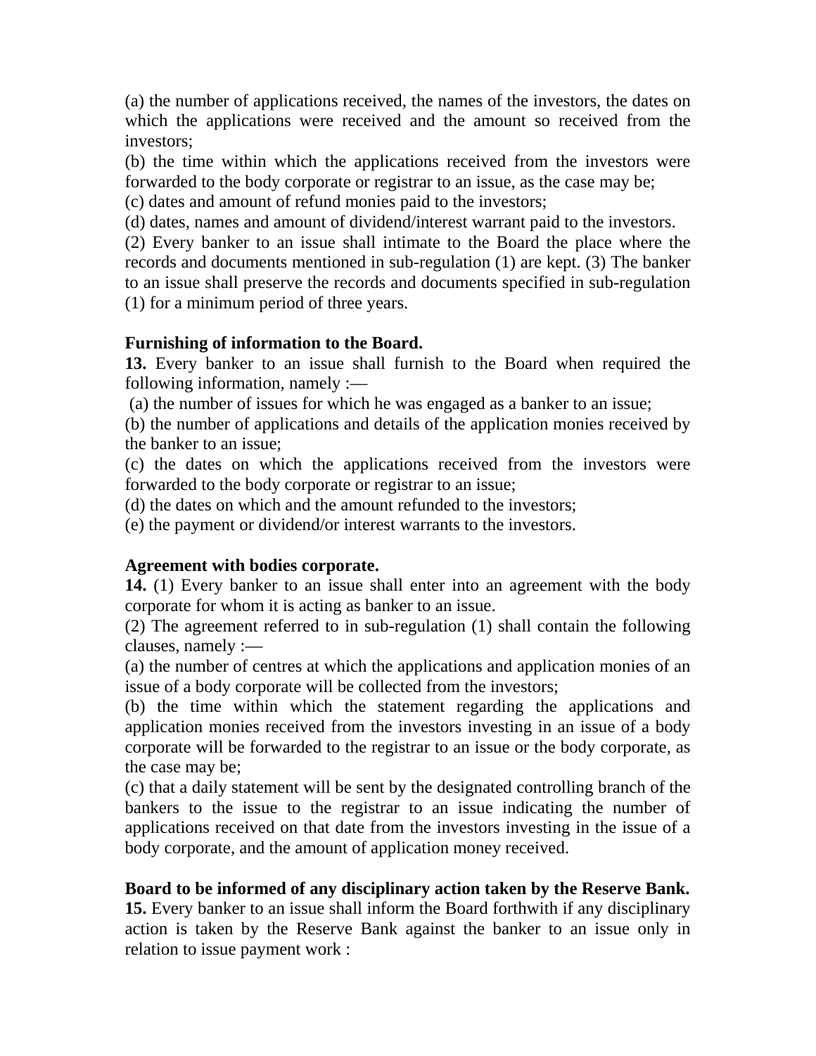(a) the number of applications received, the names of the investors, the dates on which the applications were received and the amount so received from the investors;

(b) the time within which the applications received from the investors were forwarded to the body corporate or registrar to an issue, as the case may be;

(c) dates and amount of refund monies paid to the investors;

(d) dates, names and amount of dividend/interest warrant paid to the investors.

(2) Every banker to an issue shall intimate to the Board the place where the records and documents mentioned in sub-regulation (1) are kept. (3) The banker to an issue shall preserve the records and documents specified in sub-regulation (1) for a minimum period of three years.

**Furnishing of information to the Board.**

**13.** Every banker to an issue shall furnish to the Board when required the following information, namely :—

(a) the number of issues for which he was engaged as a banker to an issue;

(b) the number of applications and details of the application monies received by the banker to an issue;

(c) the dates on which the applications received from the investors were forwarded to the body corporate or registrar to an issue;

(d) the dates on which and the amount refunded to the investors;

(e) the payment or dividend/or interest warrants to the investors.

**Agreement with bodies corporate.**

**14.** (1) Every banker to an issue shall enter into an agreement with the body corporate for whom it is acting as banker to an issue.

(2) The agreement referred to in sub-regulation (1) shall contain the following clauses, namely :—

(a) the number of centres at which the applications and application monies of an issue of a body corporate will be collected from the investors;

(b) the time within which the statement regarding the applications and application monies received from the investors investing in an issue of a body corporate will be forwarded to the registrar to an issue or the body corporate, as the case may be;

(c) that a daily statement will be sent by the designated controlling branch of the bankers to the issue to the registrar to an issue indicating the number of applications received on that date from the investors investing in the issue of a body corporate, and the amount of application money received.

**Board to be informed of any disciplinary action taken by the Reserve Bank.**

**15.** Every banker to an issue shall inform the Board forthwith if any disciplinary action is taken by the Reserve Bank against the banker to an issue only in relation to issue payment work :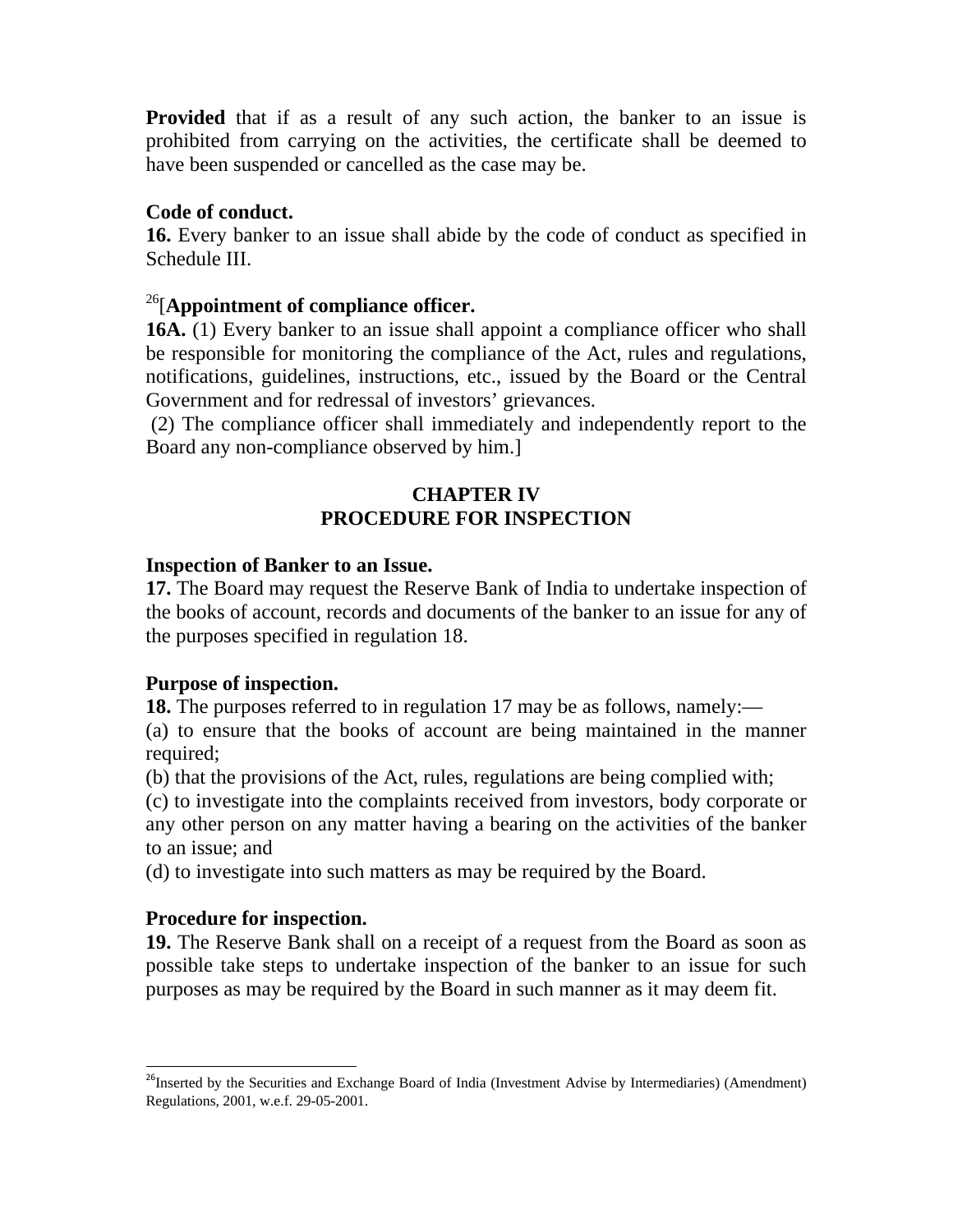**Provided** that if as a result of any such action, the banker to an issue is prohibited from carrying on the activities, the certificate shall be deemed to have been suspended or cancelled as the case may be.

**Code of conduct.**

**16.** Every banker to an issue shall abide by the code of conduct as specified in Schedule III.

[26][**Appointment of compliance officer.**

**16A.** (1) Every banker to an issue shall appoint a compliance officer who shall be responsible for monitoring the compliance of the Act, rules and regulations, notifications, guidelines, instructions, etc., issued by the Board or the Central Government and for redressal of investors' grievances.

(2) The compliance officer shall immediately and independently report to the Board any non-compliance observed by him.]

## CHAPTER IV
## PROCEDURE FOR INSPECTION

**Inspection of Banker to an Issue.**

**17.** The Board may request the Reserve Bank of India to undertake inspection of the books of account, records and documents of the banker to an issue for any of the purposes specified in regulation 18.

**Purpose of inspection.**

**18.** The purposes referred to in regulation 17 may be as follows, namely:—

(a) to ensure that the books of account are being maintained in the manner required;

(b) that the provisions of the Act, rules, regulations are being complied with;

(c) to investigate into the complaints received from investors, body corporate or any other person on any matter having a bearing on the activities of the banker to an issue; and

(d) to investigate into such matters as may be required by the Board.

**Procedure for inspection.**

**19.** The Reserve Bank shall on a receipt of a request from the Board as soon as possible take steps to undertake inspection of the banker to an issue for such purposes as may be required by the Board in such manner as it may deem fit.

---

[26] Inserted by the Securities and Exchange Board of India (Investment Advise by Intermediaries) (Amendment) Regulations, 2001, w.e.f. 29-05-2001.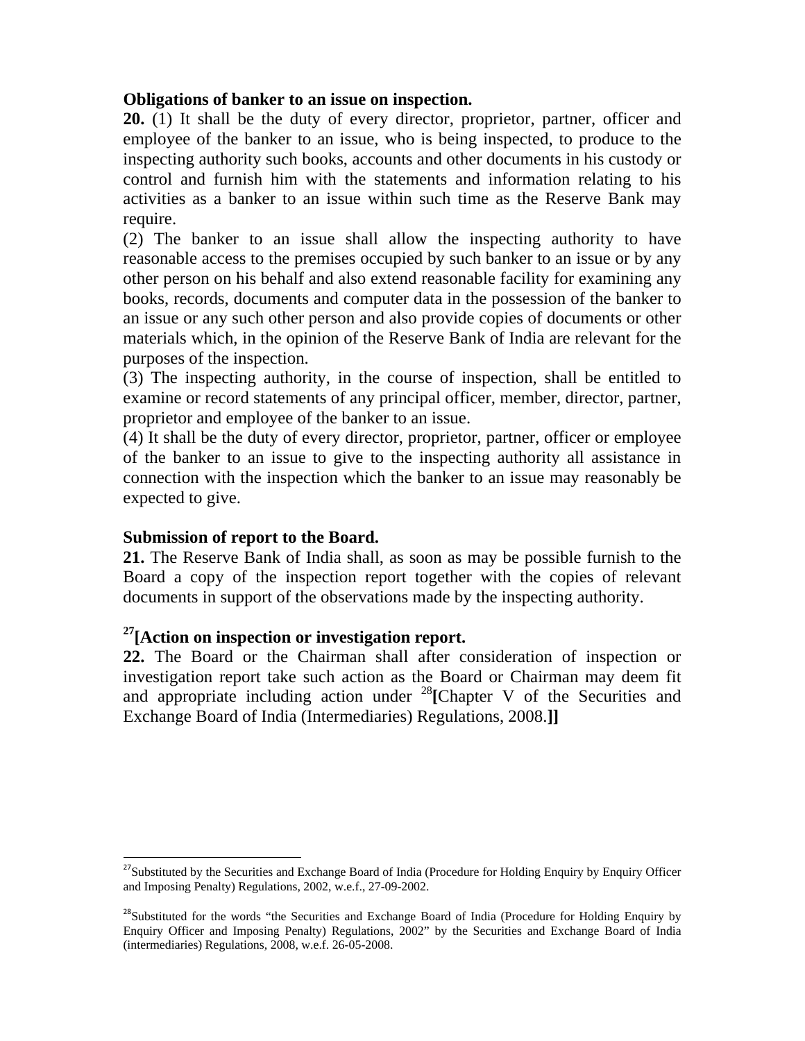**Obligations of banker to an issue on inspection.**

**20.** (1) It shall be the duty of every director, proprietor, partner, officer and employee of the banker to an issue, who is being inspected, to produce to the inspecting authority such books, accounts and other documents in his custody or control and furnish him with the statements and information relating to his activities as a banker to an issue within such time as the Reserve Bank may require.

(2) The banker to an issue shall allow the inspecting authority to have reasonable access to the premises occupied by such banker to an issue or by any other person on his behalf and also extend reasonable facility for examining any books, records, documents and computer data in the possession of the banker to an issue or any such other person and also provide copies of documents or other materials which, in the opinion of the Reserve Bank of India are relevant for the purposes of the inspection.

(3) The inspecting authority, in the course of inspection, shall be entitled to examine or record statements of any principal officer, member, director, partner, proprietor and employee of the banker to an issue.

(4) It shall be the duty of every director, proprietor, partner, officer or employee of the banker to an issue to give to the inspecting authority all assistance in connection with the inspection which the banker to an issue may reasonably be expected to give.

**Submission of report to the Board.**

**21.** The Reserve Bank of India shall, as soon as may be possible furnish to the Board a copy of the inspection report together with the copies of relevant documents in support of the observations made by the inspecting authority.

**[27][Action on inspection or investigation report.**

**22.** The Board or the Chairman shall after consideration of inspection or investigation report take such action as the Board or Chairman may deem fit and appropriate including action under [28]**[**Chapter V of the Securities and Exchange Board of India (Intermediaries) Regulations, 2008.**]]**

---

[27]Substituted by the Securities and Exchange Board of India (Procedure for Holding Enquiry by Enquiry Officer and Imposing Penalty) Regulations, 2002, w.e.f., 27-09-2002.

[28]Substituted for the words "the Securities and Exchange Board of India (Procedure for Holding Enquiry by Enquiry Officer and Imposing Penalty) Regulations, 2002" by the Securities and Exchange Board of India (intermediaries) Regulations, 2008, w.e.f. 26-05-2008.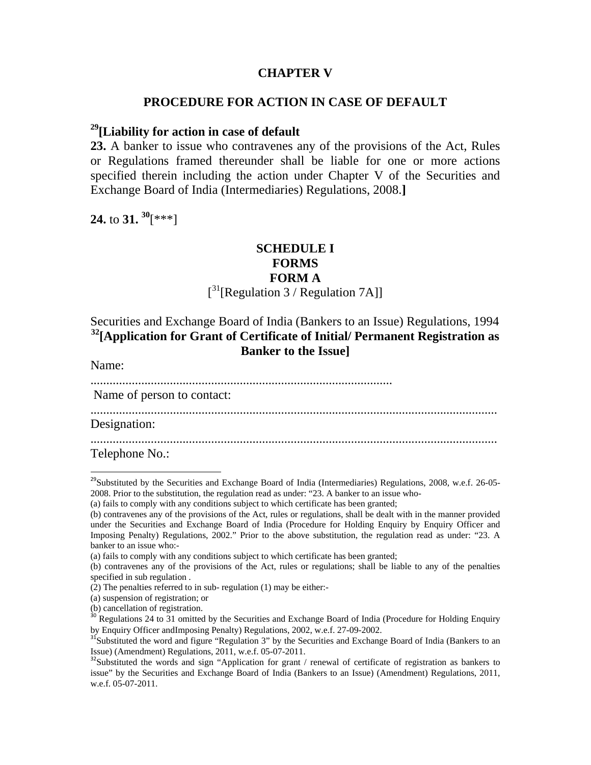## CHAPTER V

## PROCEDURE FOR ACTION IN CASE OF DEFAULT

### [29][Liability for action in case of default

**23.** A banker to issue who contravenes any of the provisions of the Act, Rules or Regulations framed thereunder shall be liable for one or more actions specified therein including the action under Chapter V of the Securities and Exchange Board of India (Intermediaries) Regulations, 2008.**]**

**24.** to **31.** [30][***]

## SCHEDULE I
## FORMS
## FORM A

[[31][Regulation 3 / Regulation 7A]]

Securities and Exchange Board of India (Bankers to an Issue) Regulations, 1994
**[32][Application for Grant of Certificate of Initial/ Permanent Registration as Banker to the Issue]**

Name:

..............................................................................................

Name of person to contact:

..............................................................................................................................

Designation:

..............................................................................................................................

Telephone No.:

---

[29]Substituted by the Securities and Exchange Board of India (Intermediaries) Regulations, 2008, w.e.f. 26-05-2008. Prior to the substitution, the regulation read as under: "23. A banker to an issue who-

(a) fails to comply with any conditions subject to which certificate has been granted;

(b) contravenes any of the provisions of the Act, rules or regulations, shall be dealt with in the manner provided under the Securities and Exchange Board of India (Procedure for Holding Enquiry by Enquiry Officer and Imposing Penalty) Regulations, 2002." Prior to the above substitution, the regulation read as under: "23. A banker to an issue who:-

(a) fails to comply with any conditions subject to which certificate has been granted;

(b) contravenes any of the provisions of the Act, rules or regulations; shall be liable to any of the penalties specified in sub regulation .

(2) The penalties referred to in sub- regulation (1) may be either:-

(a) suspension of registration; or

(b) cancellation of registration.

[30] Regulations 24 to 31 omitted by the Securities and Exchange Board of India (Procedure for Holding Enquiry by Enquiry Officer andImposing Penalty) Regulations, 2002, w.e.f. 27-09-2002.

[31]Substituted the word and figure "Regulation 3" by the Securities and Exchange Board of India (Bankers to an Issue) (Amendment) Regulations, 2011, w.e.f. 05-07-2011.

[32]Substituted the words and sign "Application for grant / renewal of certificate of registration as bankers to issue" by the Securities and Exchange Board of India (Bankers to an Issue) (Amendment) Regulations, 2011, w.e.f. 05-07-2011.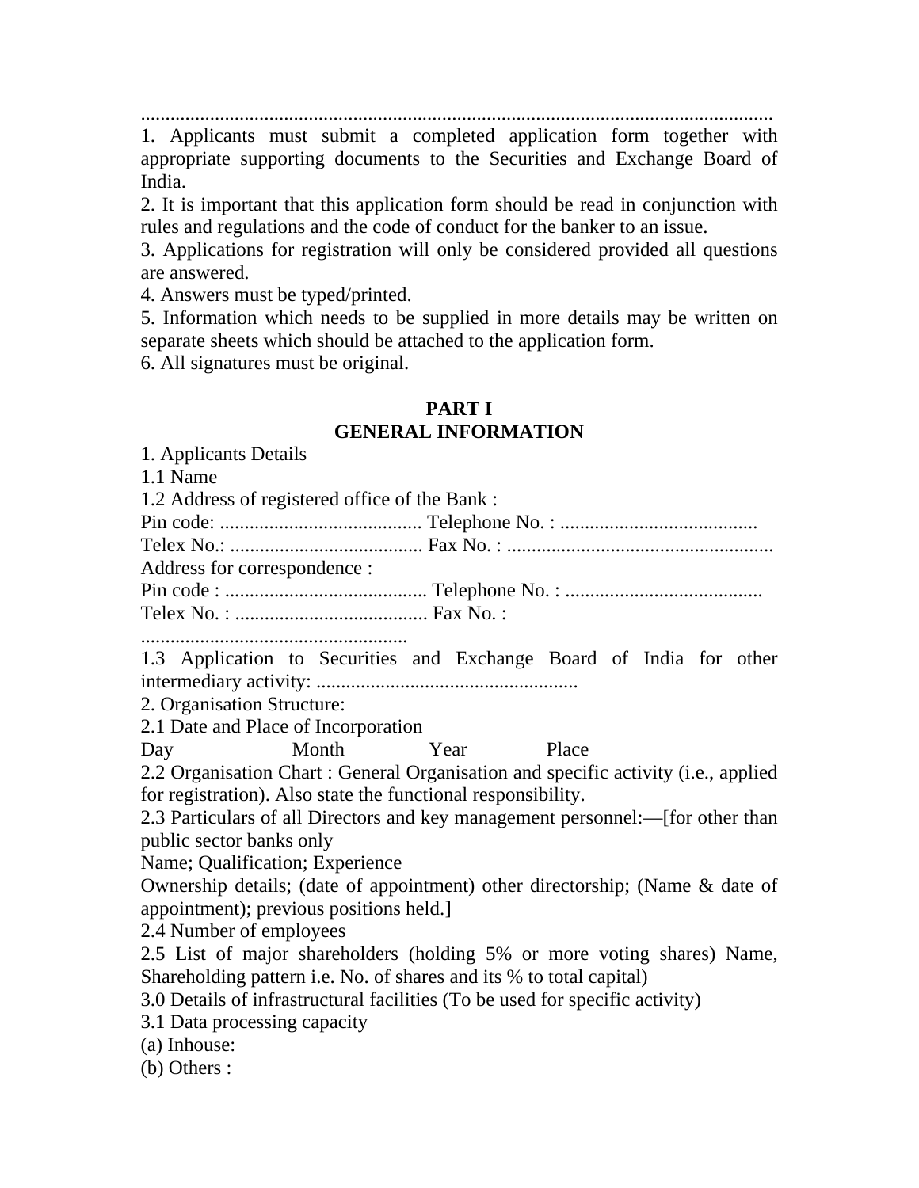................................................................................................................................

1. Applicants must submit a completed application form together with appropriate supporting documents to the Securities and Exchange Board of India.
2. It is important that this application form should be read in conjunction with rules and regulations and the code of conduct for the banker to an issue.
3. Applications for registration will only be considered provided all questions are answered.
4. Answers must be typed/printed.
5. Information which needs to be supplied in more details may be written on separate sheets which should be attached to the application form.
6. All signatures must be original.

## PART I
## GENERAL INFORMATION

1. Applicants Details

1.1 Name

1.2 Address of registered office of the Bank :

Pin code: ......................................... Telephone No. : ........................................

Telex No.: ....................................... Fax No. : ......................................................

Address for correspondence :

Pin code : ......................................... Telephone No. : ........................................

Telex No. : ....................................... Fax No. : ......................................................

1.3 Application to Securities and Exchange Board of India for other intermediary activity: .....................................................

2. Organisation Structure:

2.1 Date and Place of Incorporation

Day Month Year Place

2.2 Organisation Chart : General Organisation and specific activity (i.e., applied for registration). Also state the functional responsibility.

2.3 Particulars of all Directors and key management personnel:—[for other than public sector banks only

Name; Qualification; Experience

Ownership details; (date of appointment) other directorship; (Name & date of appointment); previous positions held.]

2.4 Number of employees

2.5 List of major shareholders (holding 5% or more voting shares) Name, Shareholding pattern i.e. No. of shares and its % to total capital)

3.0 Details of infrastructural facilities (To be used for specific activity)

3.1 Data processing capacity

(a) Inhouse:

(b) Others :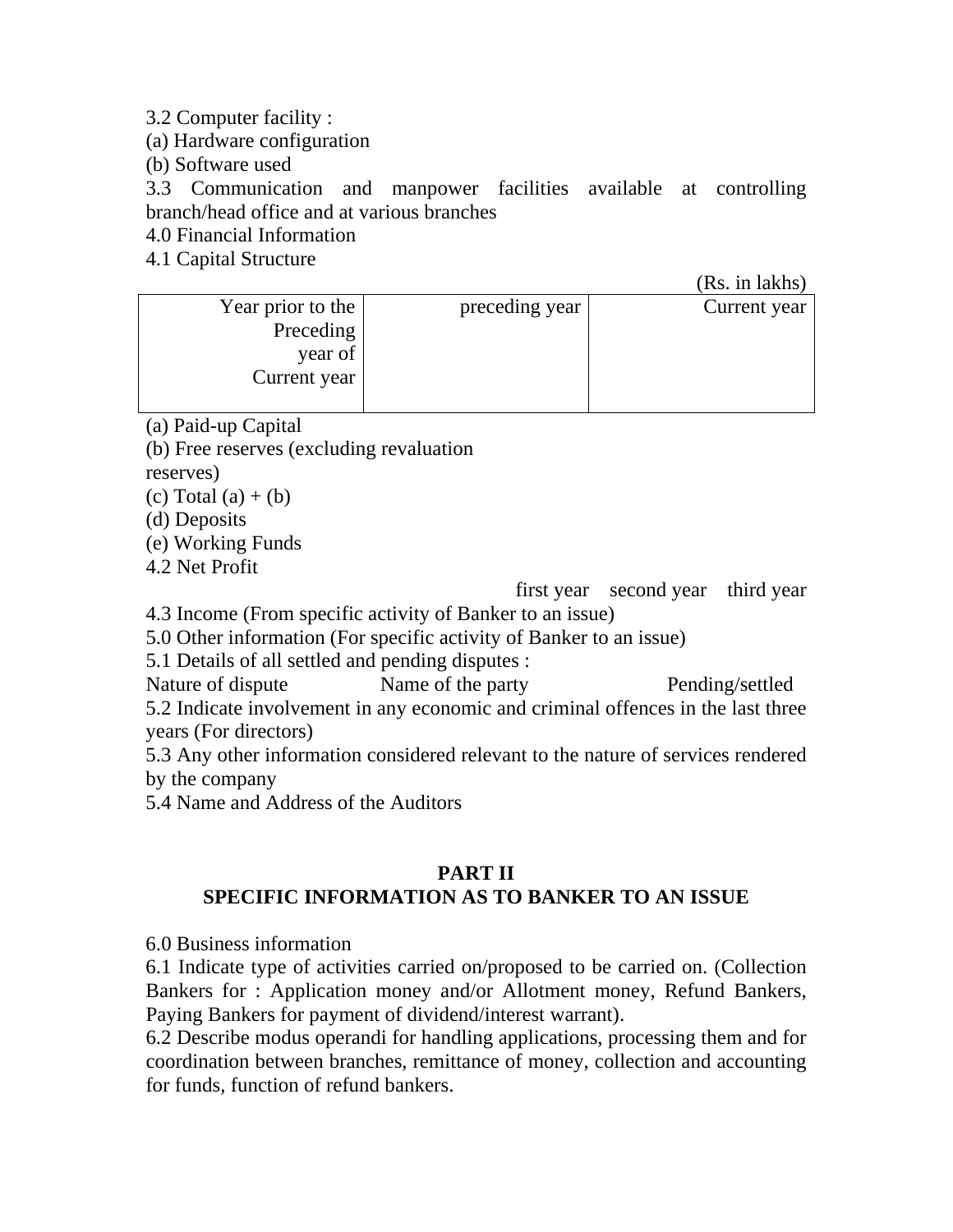3.2 Computer facility :

(a) Hardware configuration

(b) Software used

3.3 Communication and manpower facilities available at controlling branch/head office and at various branches

4.0 Financial Information

4.1 Capital Structure

(Rs. in lakhs)

| Year prior to the Preceding year of Current year | preceding year | Current year |
|---|---|---|
| | | |

(a) Paid-up Capital

(b) Free reserves (excluding revaluation reserves)

(c) Total (a) + (b)

(d) Deposits

(e) Working Funds

4.2 Net Profit

first year    second year    third year

4.3 Income (From specific activity of Banker to an issue)

5.0 Other information (For specific activity of Banker to an issue)

5.1 Details of all settled and pending disputes :

Nature of dispute    Name of the party    Pending/settled

5.2 Indicate involvement in any economic and criminal offences in the last three years (For directors)

5.3 Any other information considered relevant to the nature of services rendered by the company

5.4 Name and Address of the Auditors

## PART II
## SPECIFIC INFORMATION AS TO BANKER TO AN ISSUE

6.0 Business information

6.1 Indicate type of activities carried on/proposed to be carried on. (Collection Bankers for : Application money and/or Allotment money, Refund Bankers, Paying Bankers for payment of dividend/interest warrant).

6.2 Describe modus operandi for handling applications, processing them and for coordination between branches, remittance of money, collection and accounting for funds, function of refund bankers.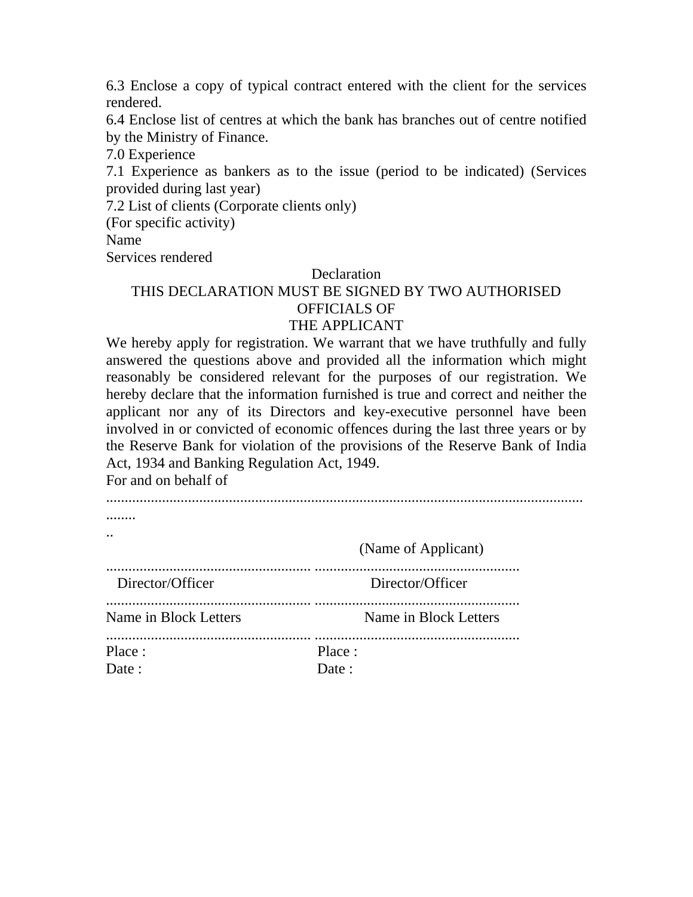6.3 Enclose a copy of typical contract entered with the client for the services rendered.

6.4 Enclose list of centres at which the bank has branches out of centre notified by the Ministry of Finance.

7.0 Experience

7.1 Experience as bankers as to the issue (period to be indicated) (Services provided during last year)

7.2 List of clients (Corporate clients only)

(For specific activity)

Name

Services rendered

Declaration

THIS DECLARATION MUST BE SIGNED BY TWO AUTHORISED OFFICIALS OF THE APPLICANT

We hereby apply for registration. We warrant that we have truthfully and fully answered the questions above and provided all the information which might reasonably be considered relevant for the purposes of our registration. We hereby declare that the information furnished is true and correct and neither the applicant nor any of its Directors and key-executive personnel have been involved in or convicted of economic offences during the last three years or by the Reserve Bank for violation of the provisions of the Reserve Bank of India Act, 1934 and Banking Regulation Act, 1949.

For and on behalf of

..........................................................................................................................................

(Name of Applicant)

| | |
|---|---|
| ...................................................... | ...................................................... |
| Director/Officer | Director/Officer |
| ...................................................... | ...................................................... |
| Name in Block Letters | Name in Block Letters |
| ...................................................... | ...................................................... |
| Place : | Place : |
| Date : | Date : |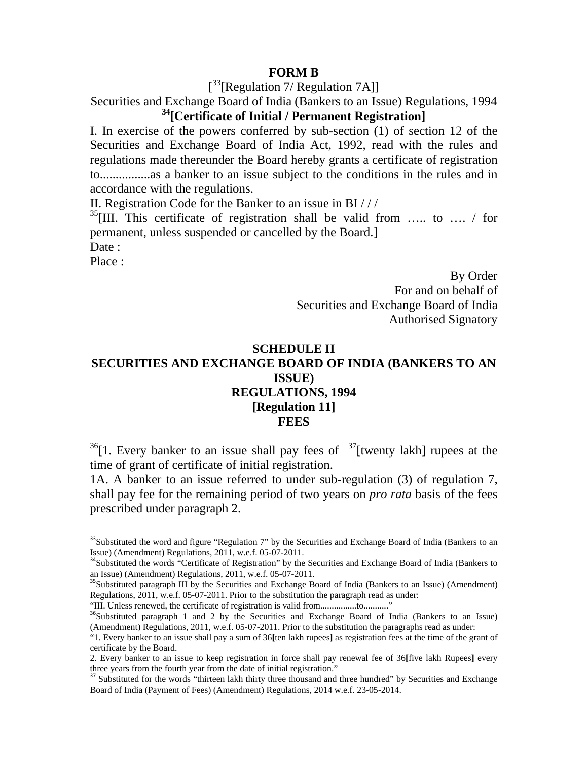**FORM B**

[[33][Regulation 7/ Regulation 7A]]

Securities and Exchange Board of India (Bankers to an Issue) Regulations, 1994

**[34][Certificate of Initial / Permanent Registration]**

I. In exercise of the powers conferred by sub-section (1) of section 12 of the Securities and Exchange Board of India Act, 1992, read with the rules and regulations made thereunder the Board hereby grants a certificate of registration to................as a banker to an issue subject to the conditions in the rules and in accordance with the regulations.

II. Registration Code for the Banker to an issue in BI / / /

[35][III. This certificate of registration shall be valid from ….. to …. / for permanent, unless suspended or cancelled by the Board.]

Date :

Place :

By Order
For and on behalf of
Securities and Exchange Board of India
Authorised Signatory

## SCHEDULE II
## SECURITIES AND EXCHANGE BOARD OF INDIA (BANKERS TO AN ISSUE) REGULATIONS, 1994
## [Regulation 11]
## FEES

[36][1. Every banker to an issue shall pay fees of [37][twenty lakh] rupees at the time of grant of certificate of initial registration.

1A. A banker to an issue referred to under sub-regulation (3) of regulation 7, shall pay fee for the remaining period of two years on *pro rata* basis of the fees prescribed under paragraph 2.

---

[33] Substituted the word and figure "Regulation 7" by the Securities and Exchange Board of India (Bankers to an Issue) (Amendment) Regulations, 2011, w.e.f. 05-07-2011.

[34] Substituted the words "Certificate of Registration" by the Securities and Exchange Board of India (Bankers to an Issue) (Amendment) Regulations, 2011, w.e.f. 05-07-2011.

[35] Substituted paragraph III by the Securities and Exchange Board of India (Bankers to an Issue) (Amendment) Regulations, 2011, w.e.f. 05-07-2011. Prior to the substitution the paragraph read as under:

"III. Unless renewed, the certificate of registration is valid from................to..........."

[36] Substituted paragraph 1 and 2 by the Securities and Exchange Board of India (Bankers to an Issue) (Amendment) Regulations, 2011, w.e.f. 05-07-2011. Prior to the substitution the paragraphs read as under:

"1. Every banker to an issue shall pay a sum of 36[ten lakh rupees] as registration fees at the time of the grant of certificate by the Board.

2. Every banker to an issue to keep registration in force shall pay renewal fee of 36[five lakh Rupees] every three years from the fourth year from the date of initial registration."

[37] Substituted for the words "thirteen lakh thirty three thousand and three hundred" by Securities and Exchange Board of India (Payment of Fees) (Amendment) Regulations, 2014 w.e.f. 23-05-2014.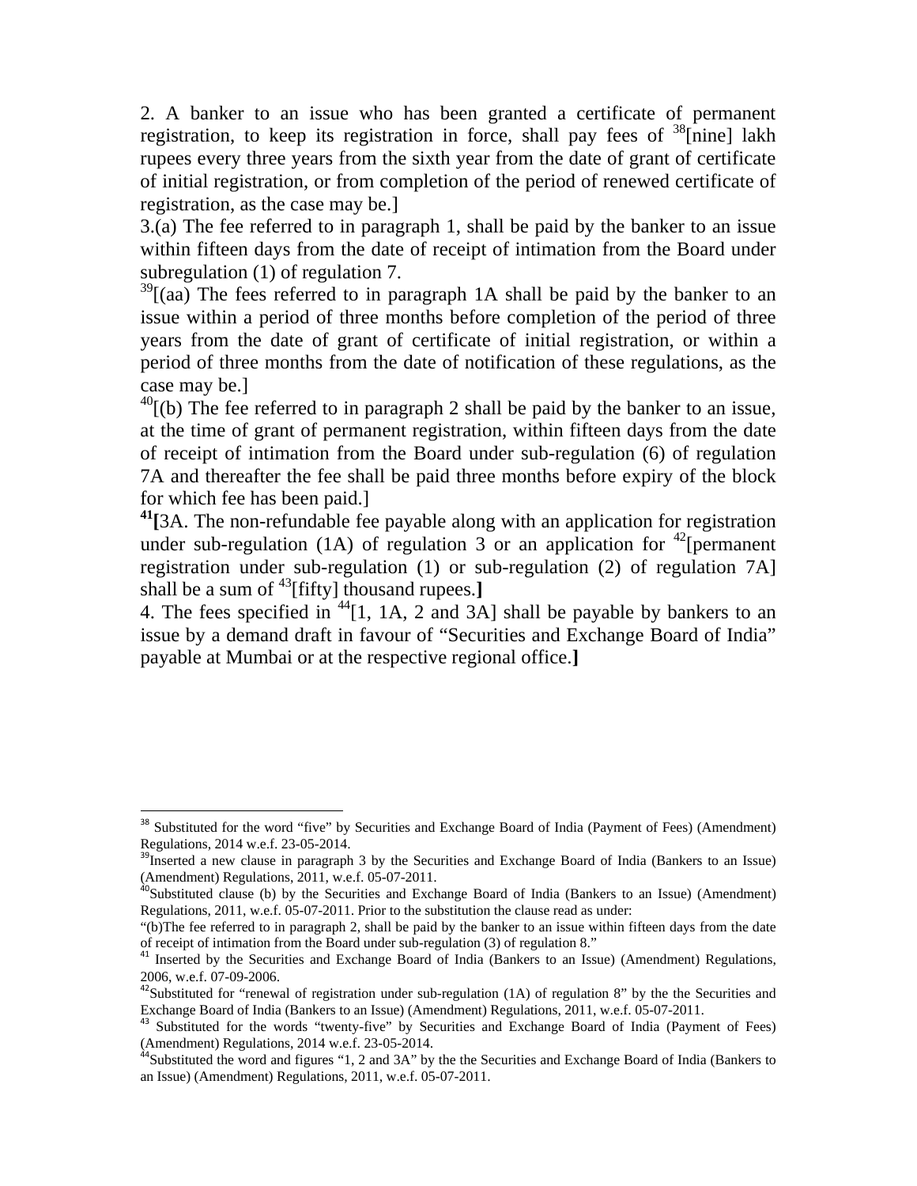2. A banker to an issue who has been granted a certificate of permanent registration, to keep its registration in force, shall pay fees of [38][nine] lakh rupees every three years from the sixth year from the date of grant of certificate of initial registration, or from completion of the period of renewed certificate of registration, as the case may be.]

3.(a) The fee referred to in paragraph 1, shall be paid by the banker to an issue within fifteen days from the date of receipt of intimation from the Board under subregulation (1) of regulation 7.

[39][(aa) The fees referred to in paragraph 1A shall be paid by the banker to an issue within a period of three months before completion of the period of three years from the date of grant of certificate of initial registration, or within a period of three months from the date of notification of these regulations, as the case may be.]

[40][(b) The fee referred to in paragraph 2 shall be paid by the banker to an issue, at the time of grant of permanent registration, within fifteen days from the date of receipt of intimation from the Board under sub-regulation (6) of regulation 7A and thereafter the fee shall be paid three months before expiry of the block for which fee has been paid.]

**[41][**3A. The non-refundable fee payable along with an application for registration under sub-regulation (1A) of regulation 3 or an application for [42][permanent registration under sub-regulation (1) or sub-regulation (2) of regulation 7A] shall be a sum of [43][fifty] thousand rupees.**]**

4. The fees specified in [44][1, 1A, 2 and 3A] shall be payable by bankers to an issue by a demand draft in favour of "Securities and Exchange Board of India" payable at Mumbai or at the respective regional office.**]**

---

[38] Substituted for the word "five" by Securities and Exchange Board of India (Payment of Fees) (Amendment) Regulations, 2014 w.e.f. 23-05-2014.

[39] Inserted a new clause in paragraph 3 by the Securities and Exchange Board of India (Bankers to an Issue) (Amendment) Regulations, 2011, w.e.f. 05-07-2011.

[40] Substituted clause (b) by the Securities and Exchange Board of India (Bankers to an Issue) (Amendment) Regulations, 2011, w.e.f. 05-07-2011. Prior to the substitution the clause read as under:

"(b)The fee referred to in paragraph 2, shall be paid by the banker to an issue within fifteen days from the date of receipt of intimation from the Board under sub-regulation (3) of regulation 8."

[41] Inserted by the Securities and Exchange Board of India (Bankers to an Issue) (Amendment) Regulations, 2006, w.e.f. 07-09-2006.

[42] Substituted for "renewal of registration under sub-regulation (1A) of regulation 8" by the the Securities and Exchange Board of India (Bankers to an Issue) (Amendment) Regulations, 2011, w.e.f. 05-07-2011.

[43] Substituted for the words "twenty-five" by Securities and Exchange Board of India (Payment of Fees) (Amendment) Regulations, 2014 w.e.f. 23-05-2014.

[44] Substituted the word and figures "1, 2 and 3A" by the the Securities and Exchange Board of India (Bankers to an Issue) (Amendment) Regulations, 2011, w.e.f. 05-07-2011.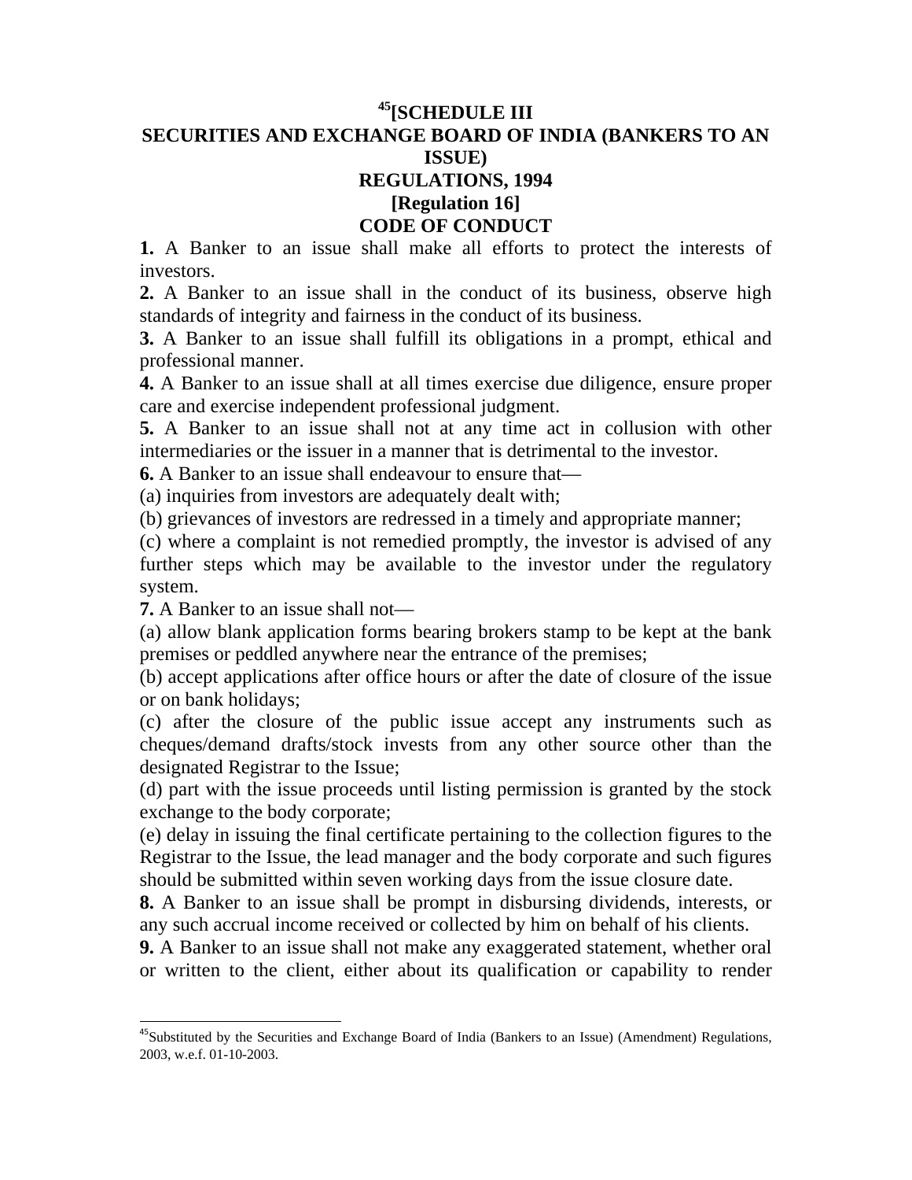# [45][SCHEDULE III
# SECURITIES AND EXCHANGE BOARD OF INDIA (BANKERS TO AN ISSUE) REGULATIONS, 1994
## [Regulation 16]
## CODE OF CONDUCT

**1.** A Banker to an issue shall make all efforts to protect the interests of investors.

**2.** A Banker to an issue shall in the conduct of its business, observe high standards of integrity and fairness in the conduct of its business.

**3.** A Banker to an issue shall fulfill its obligations in a prompt, ethical and professional manner.

**4.** A Banker to an issue shall at all times exercise due diligence, ensure proper care and exercise independent professional judgment.

**5.** A Banker to an issue shall not at any time act in collusion with other intermediaries or the issuer in a manner that is detrimental to the investor.

**6.** A Banker to an issue shall endeavour to ensure that—

(a) inquiries from investors are adequately dealt with;

(b) grievances of investors are redressed in a timely and appropriate manner;

(c) where a complaint is not remedied promptly, the investor is advised of any further steps which may be available to the investor under the regulatory system.

**7.** A Banker to an issue shall not—

(a) allow blank application forms bearing brokers stamp to be kept at the bank premises or peddled anywhere near the entrance of the premises;

(b) accept applications after office hours or after the date of closure of the issue or on bank holidays;

(c) after the closure of the public issue accept any instruments such as cheques/demand drafts/stock invests from any other source other than the designated Registrar to the Issue;

(d) part with the issue proceeds until listing permission is granted by the stock exchange to the body corporate;

(e) delay in issuing the final certificate pertaining to the collection figures to the Registrar to the Issue, the lead manager and the body corporate and such figures should be submitted within seven working days from the issue closure date.

**8.** A Banker to an issue shall be prompt in disbursing dividends, interests, or any such accrual income received or collected by him on behalf of his clients.

**9.** A Banker to an issue shall not make any exaggerated statement, whether oral or written to the client, either about its qualification or capability to render

---

[45]Substituted by the Securities and Exchange Board of India (Bankers to an Issue) (Amendment) Regulations, 2003, w.e.f. 01-10-2003.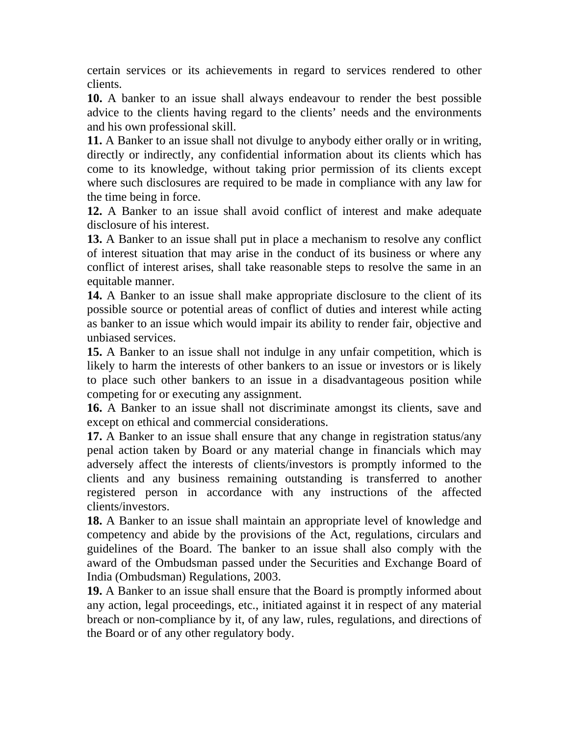certain services or its achievements in regard to services rendered to other clients.

**10.** A banker to an issue shall always endeavour to render the best possible advice to the clients having regard to the clients' needs and the environments and his own professional skill.

**11.** A Banker to an issue shall not divulge to anybody either orally or in writing, directly or indirectly, any confidential information about its clients which has come to its knowledge, without taking prior permission of its clients except where such disclosures are required to be made in compliance with any law for the time being in force.

**12.** A Banker to an issue shall avoid conflict of interest and make adequate disclosure of his interest.

**13.** A Banker to an issue shall put in place a mechanism to resolve any conflict of interest situation that may arise in the conduct of its business or where any conflict of interest arises, shall take reasonable steps to resolve the same in an equitable manner.

**14.** A Banker to an issue shall make appropriate disclosure to the client of its possible source or potential areas of conflict of duties and interest while acting as banker to an issue which would impair its ability to render fair, objective and unbiased services.

**15.** A Banker to an issue shall not indulge in any unfair competition, which is likely to harm the interests of other bankers to an issue or investors or is likely to place such other bankers to an issue in a disadvantageous position while competing for or executing any assignment.

**16.** A Banker to an issue shall not discriminate amongst its clients, save and except on ethical and commercial considerations.

**17.** A Banker to an issue shall ensure that any change in registration status/any penal action taken by Board or any material change in financials which may adversely affect the interests of clients/investors is promptly informed to the clients and any business remaining outstanding is transferred to another registered person in accordance with any instructions of the affected clients/investors.

**18.** A Banker to an issue shall maintain an appropriate level of knowledge and competency and abide by the provisions of the Act, regulations, circulars and guidelines of the Board. The banker to an issue shall also comply with the award of the Ombudsman passed under the Securities and Exchange Board of India (Ombudsman) Regulations, 2003.

**19.** A Banker to an issue shall ensure that the Board is promptly informed about any action, legal proceedings, etc., initiated against it in respect of any material breach or non-compliance by it, of any law, rules, regulations, and directions of the Board or of any other regulatory body.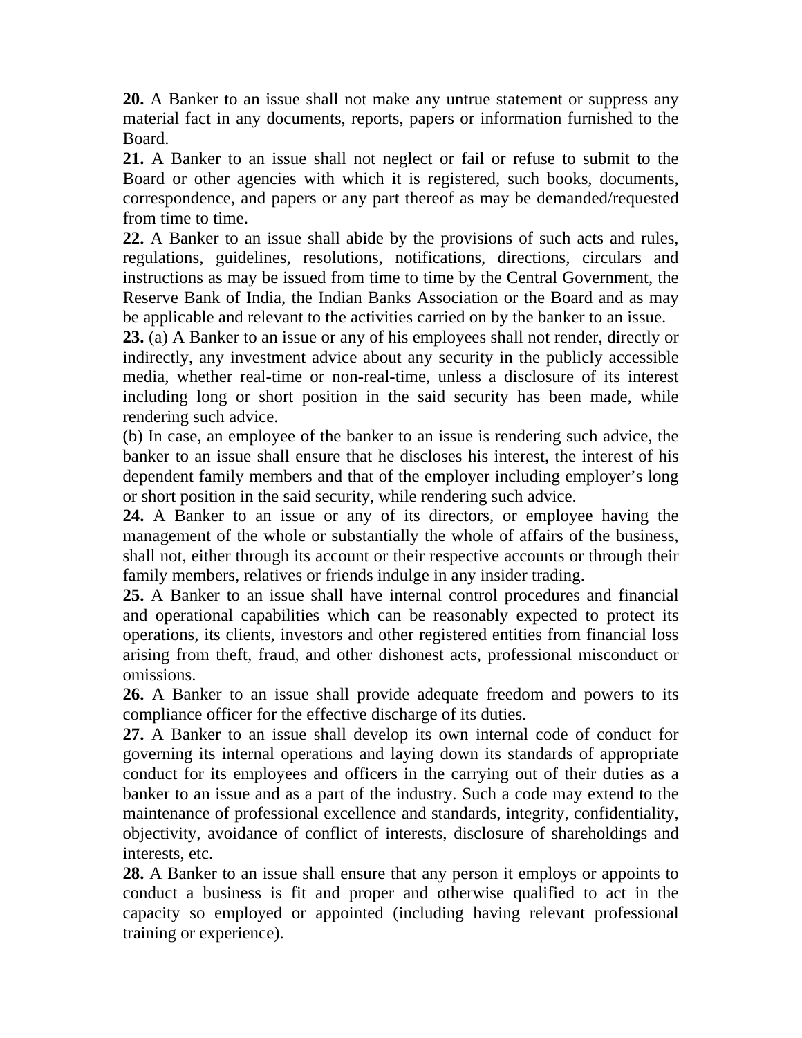**20.** A Banker to an issue shall not make any untrue statement or suppress any material fact in any documents, reports, papers or information furnished to the Board.

**21.** A Banker to an issue shall not neglect or fail or refuse to submit to the Board or other agencies with which it is registered, such books, documents, correspondence, and papers or any part thereof as may be demanded/requested from time to time.

**22.** A Banker to an issue shall abide by the provisions of such acts and rules, regulations, guidelines, resolutions, notifications, directions, circulars and instructions as may be issued from time to time by the Central Government, the Reserve Bank of India, the Indian Banks Association or the Board and as may be applicable and relevant to the activities carried on by the banker to an issue.

**23.** (a) A Banker to an issue or any of his employees shall not render, directly or indirectly, any investment advice about any security in the publicly accessible media, whether real-time or non-real-time, unless a disclosure of its interest including long or short position in the said security has been made, while rendering such advice.

(b) In case, an employee of the banker to an issue is rendering such advice, the banker to an issue shall ensure that he discloses his interest, the interest of his dependent family members and that of the employer including employer's long or short position in the said security, while rendering such advice.

**24.** A Banker to an issue or any of its directors, or employee having the management of the whole or substantially the whole of affairs of the business, shall not, either through its account or their respective accounts or through their family members, relatives or friends indulge in any insider trading.

**25.** A Banker to an issue shall have internal control procedures and financial and operational capabilities which can be reasonably expected to protect its operations, its clients, investors and other registered entities from financial loss arising from theft, fraud, and other dishonest acts, professional misconduct or omissions.

**26.** A Banker to an issue shall provide adequate freedom and powers to its compliance officer for the effective discharge of its duties.

**27.** A Banker to an issue shall develop its own internal code of conduct for governing its internal operations and laying down its standards of appropriate conduct for its employees and officers in the carrying out of their duties as a banker to an issue and as a part of the industry. Such a code may extend to the maintenance of professional excellence and standards, integrity, confidentiality, objectivity, avoidance of conflict of interests, disclosure of shareholdings and interests, etc.

**28.** A Banker to an issue shall ensure that any person it employs or appoints to conduct a business is fit and proper and otherwise qualified to act in the capacity so employed or appointed (including having relevant professional training or experience).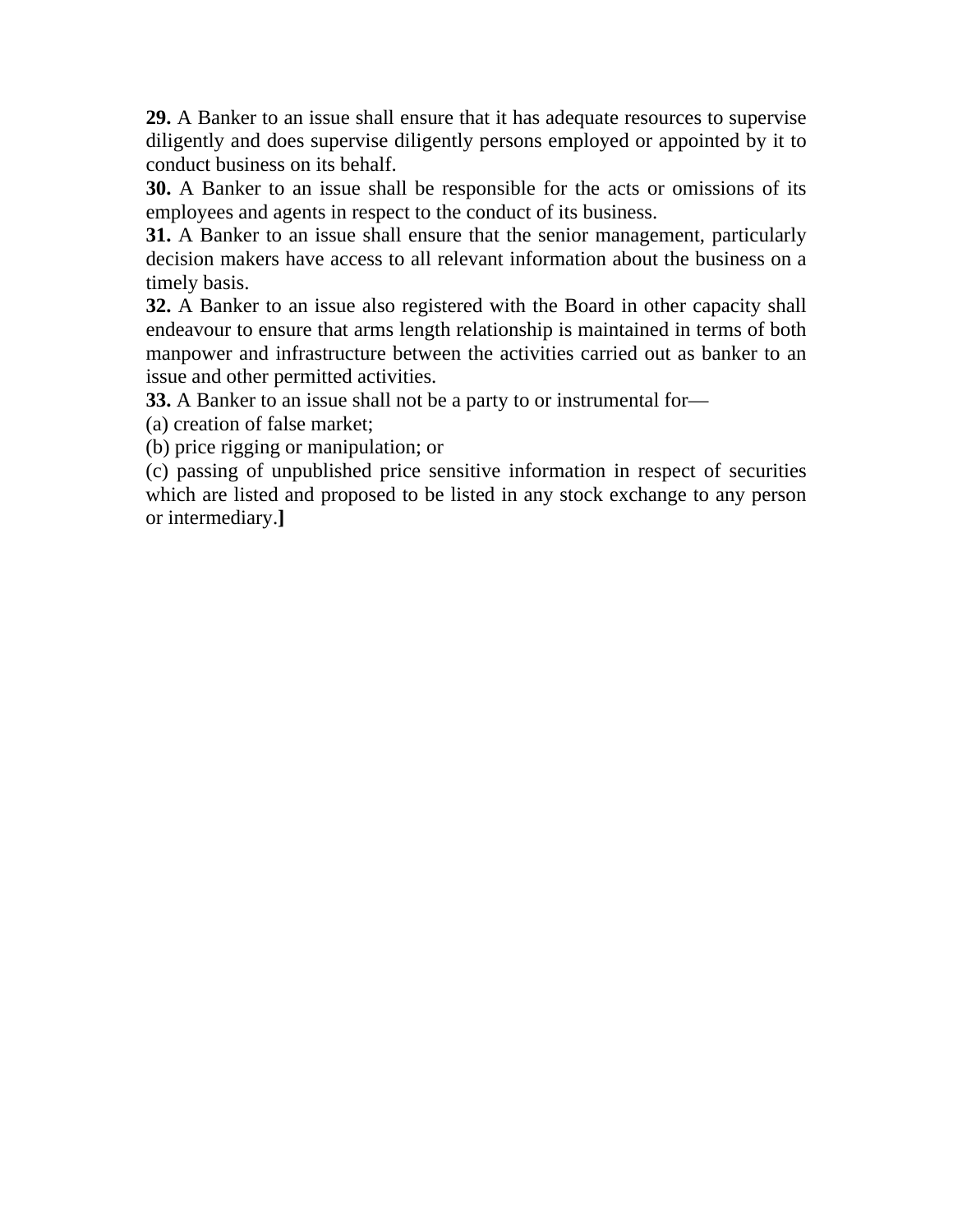**29.** A Banker to an issue shall ensure that it has adequate resources to supervise diligently and does supervise diligently persons employed or appointed by it to conduct business on its behalf.

**30.** A Banker to an issue shall be responsible for the acts or omissions of its employees and agents in respect to the conduct of its business.

**31.** A Banker to an issue shall ensure that the senior management, particularly decision makers have access to all relevant information about the business on a timely basis.

**32.** A Banker to an issue also registered with the Board in other capacity shall endeavour to ensure that arms length relationship is maintained in terms of both manpower and infrastructure between the activities carried out as banker to an issue and other permitted activities.

**33.** A Banker to an issue shall not be a party to or instrumental for—

(a) creation of false market;

(b) price rigging or manipulation; or

(c) passing of unpublished price sensitive information in respect of securities which are listed and proposed to be listed in any stock exchange to any person or intermediary.**]**